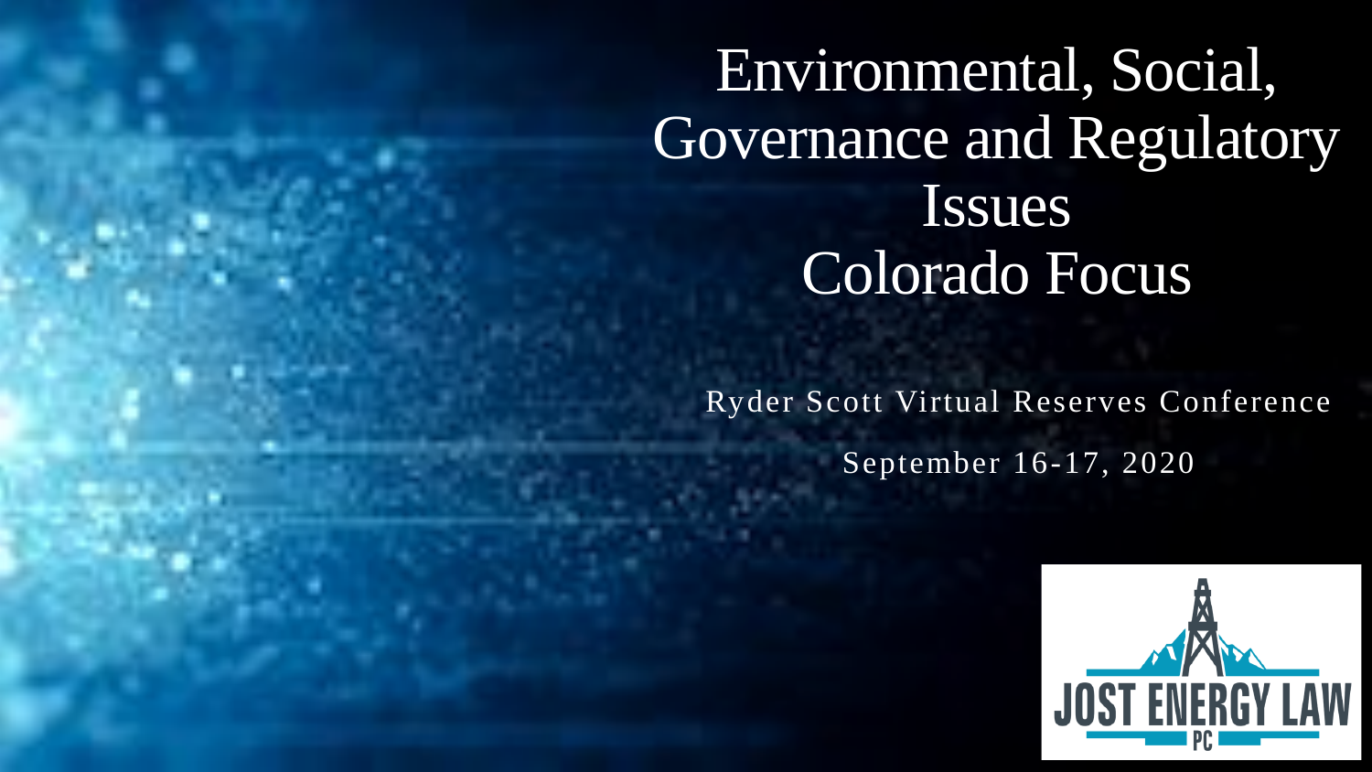# Environmental, Social, Governance and Regulatory Issues Colorado Focus

Ryder Scott Virtual Reserves Conference

September 16-17, 2020

JOST ENERGY LAW PC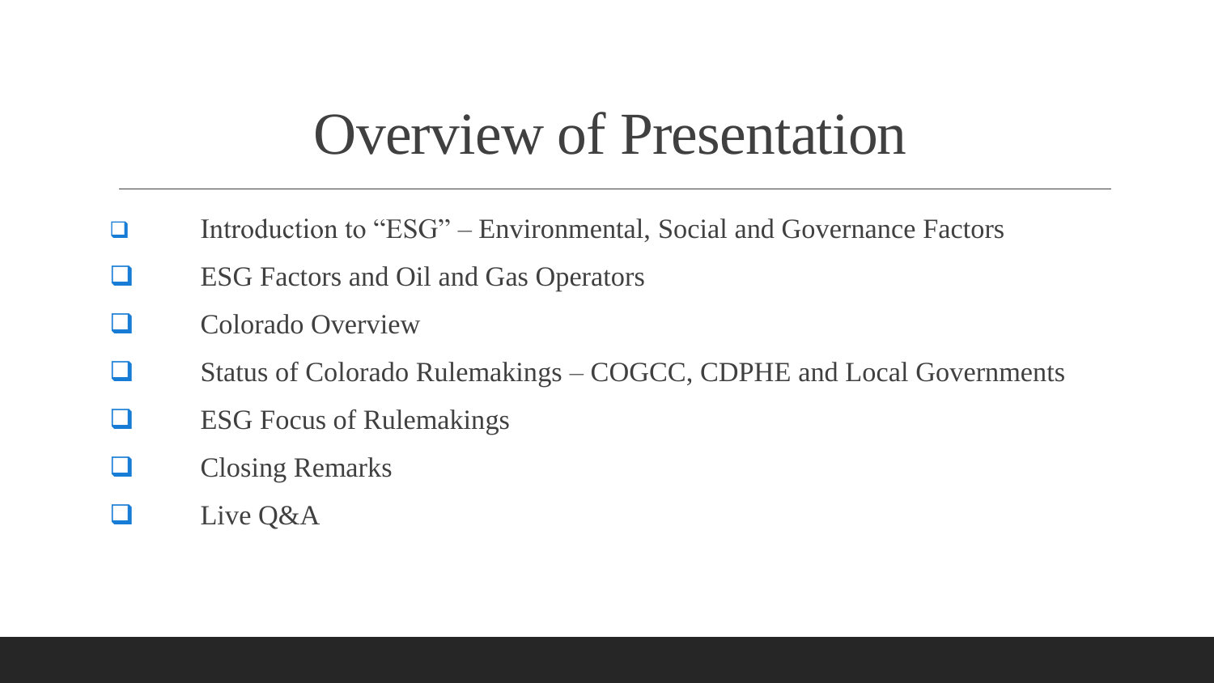# Overview of Presentation

- Introduction to "ESG" – Environmental, Social and Governance Factors
- ESG Factors and Oil and Gas Operators
- Colorado Overview
- Status of Colorado Rulemakings – COGCC, CDPHE and Local Governments
- ESG Focus of Rulemakings
- Closing Remarks
- Live Q&A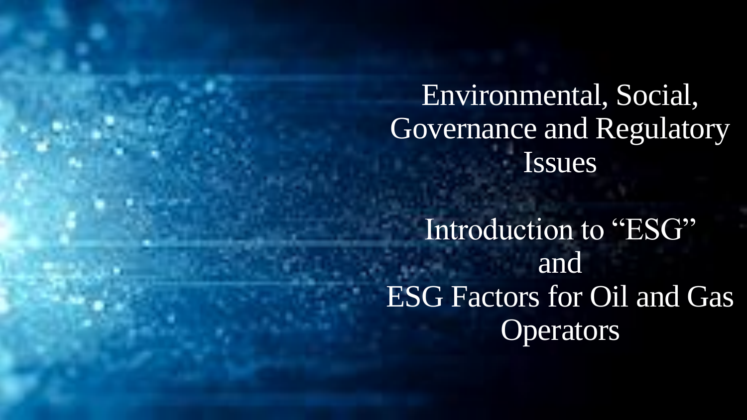# Environmental, Social, Governance and Regulatory Issues

## Introduction to "ESG" and ESG Factors for Oil and Gas Operators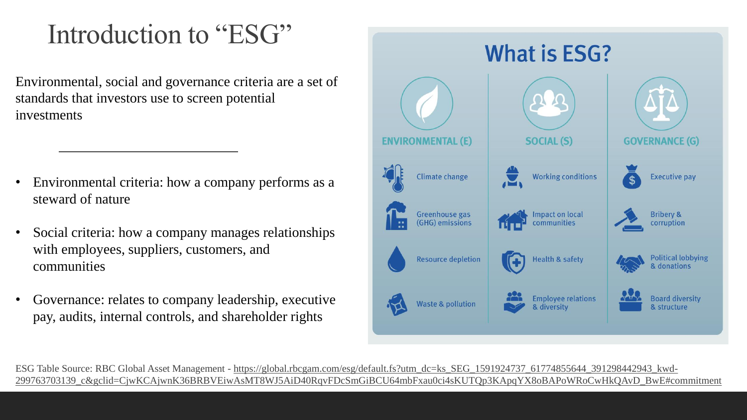# Introduction to "ESG"

Environmental, social and governance criteria are a set of standards that investors use to screen potential investments

---

- Environmental criteria: how a company performs as a steward of nature
- Social criteria: how a company manages relationships with employees, suppliers, customers, and communities
- Governance: relates to company leadership, executive pay, audits, internal controls, and shareholder rights

## What is ESG?

| ENVIRONMENTAL (E) | SOCIAL (S) | GOVERNANCE (G) |
| --- | --- | --- |
| Climate change | Working conditions | Executive pay |
| Greenhouse gas (GHG) emissions | Impact on local communities | Bribery & corruption |
| Resource depletion | Health & safety | Political lobbying & donations |
| Waste & pollution | Employee relations & diversity | Board diversity & structure |

ESG Table Source: RBC Global Asset Management - https://global.rbcgam.com/esg/default.fs?utm_dc=ks_SEG_1591924737_61774855644_391298442943_kwd-299763703139_c&gclid=CjwKCAjwnK36BRBVEiwAsMT8WJ5AiD40RqvFDcSmGiBCU64mbFxau0ci4sKUTQp3KApqYX8oBAPoWRoCwHkQAvD_BwE#commitment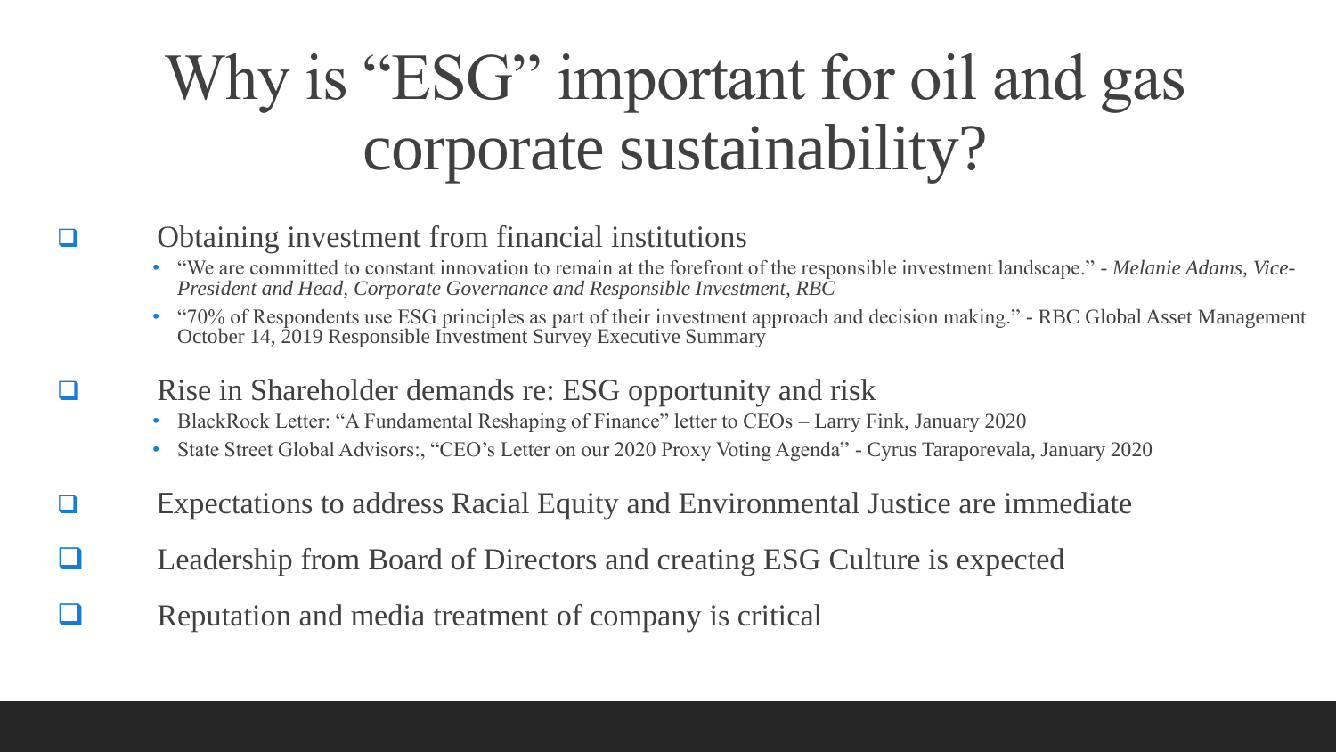# Why is "ESG" important for oil and gas corporate sustainability?

- Obtaining investment from financial institutions
  - "We are committed to constant innovation to remain at the forefront of the responsible investment landscape." - *Melanie Adams, Vice-President and Head, Corporate Governance and Responsible Investment, RBC*
  - "70% of Respondents use ESG principles as part of their investment approach and decision making." - RBC Global Asset Management October 14, 2019 Responsible Investment Survey Executive Summary
- Rise in Shareholder demands re: ESG opportunity and risk
  - BlackRock Letter: "A Fundamental Reshaping of Finance" letter to CEOs – Larry Fink, January 2020
  - State Street Global Advisors:, "CEO's Letter on our 2020 Proxy Voting Agenda" - Cyrus Taraporevala, January 2020
- Expectations to address Racial Equity and Environmental Justice are immediate
- Leadership from Board of Directors and creating ESG Culture is expected
- Reputation and media treatment of company is critical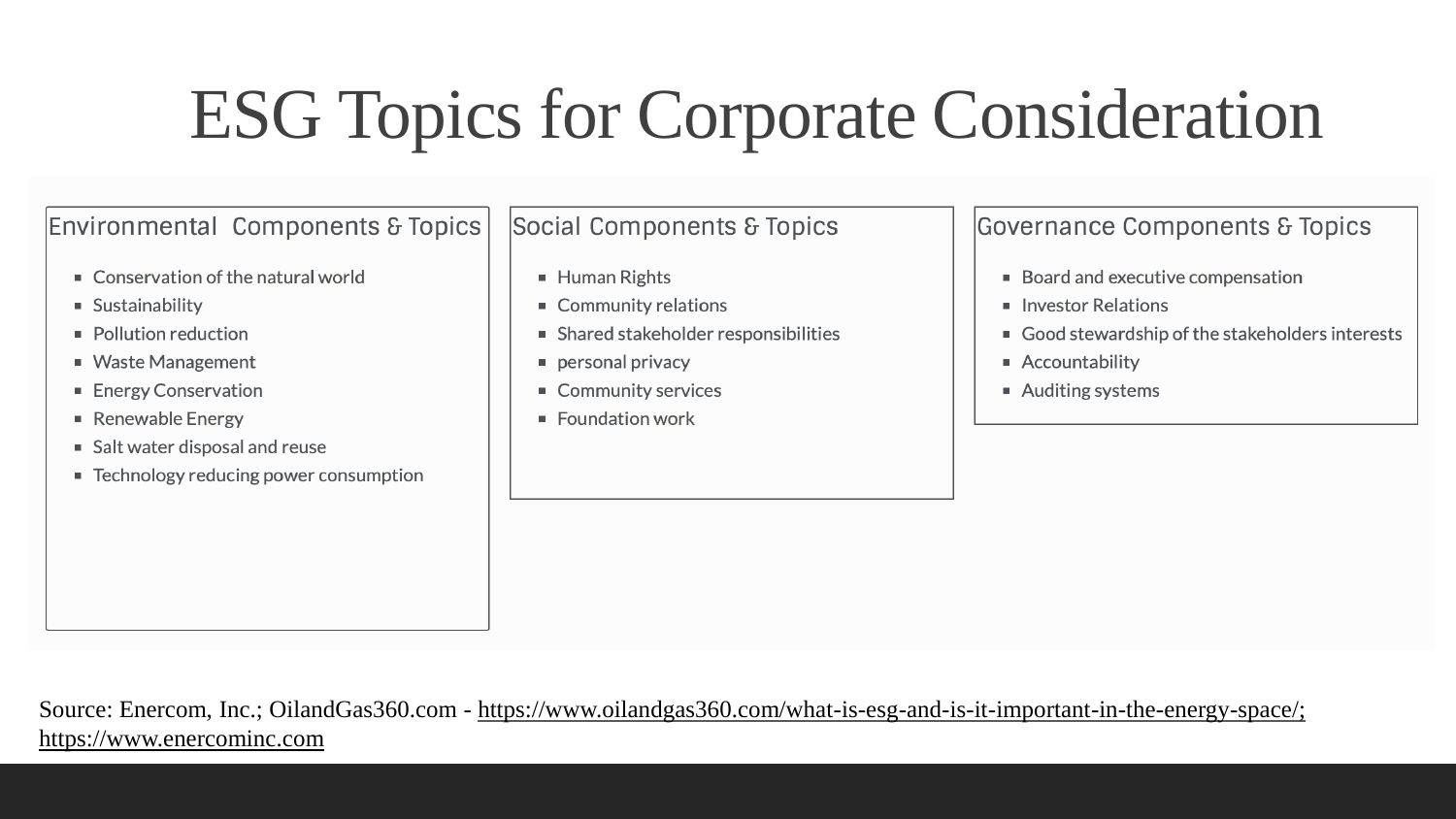# ESG Topics for Corporate Consideration

## Environmental Components & Topics

- Conservation of the natural world
- Sustainability
- Pollution reduction
- Waste Management
- Energy Conservation
- Renewable Energy
- Salt water disposal and reuse
- Technology reducing power consumption

## Social Components & Topics

- Human Rights
- Community relations
- Shared stakeholder responsibilities
- personal privacy
- Community services
- Foundation work

## Governance Components & Topics

- Board and executive compensation
- Investor Relations
- Good stewardship of the stakeholders interests
- Accountability
- Auditing systems

Source: Enercom, Inc.; OilandGas360.com - https://www.oilandgas360.com/what-is-esg-and-is-it-important-in-the-energy-space/; https://www.enercominc.com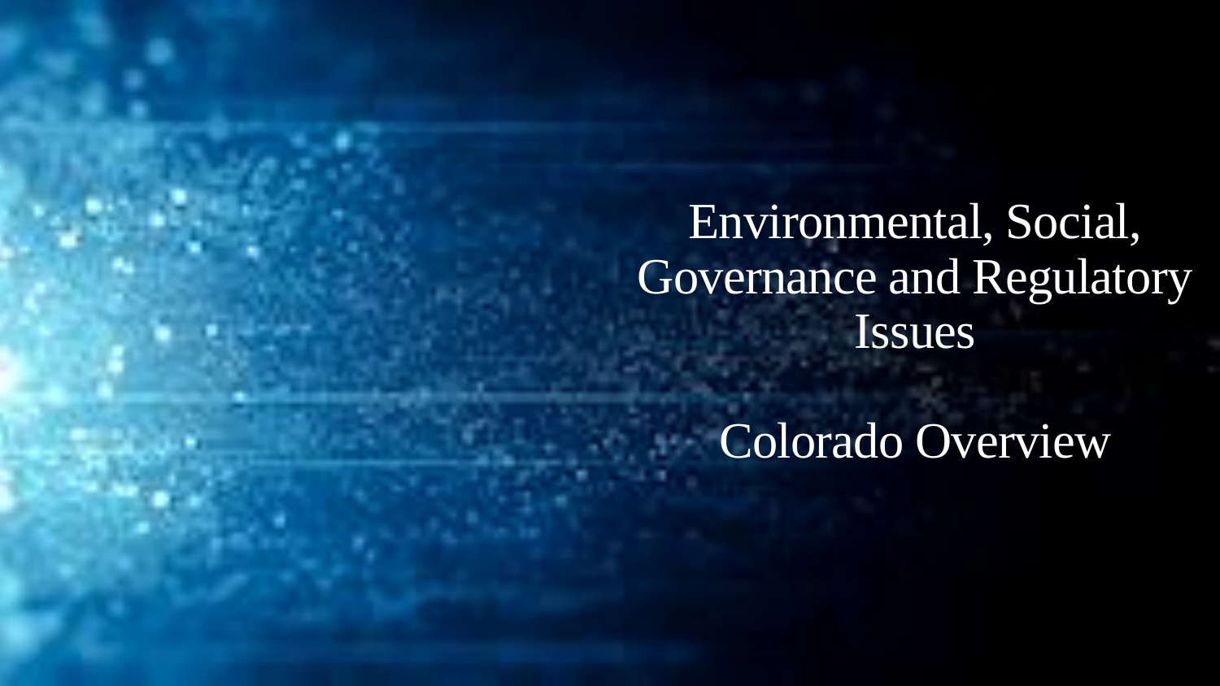# Environmental, Social, Governance and Regulatory Issues

## Colorado Overview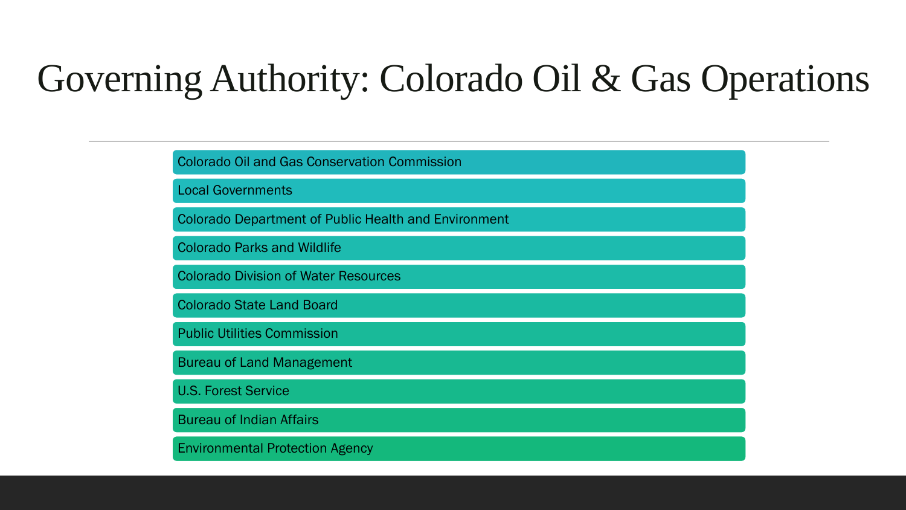# Governing Authority: Colorado Oil & Gas Operations

- Colorado Oil and Gas Conservation Commission
- Local Governments
- Colorado Department of Public Health and Environment
- Colorado Parks and Wildlife
- Colorado Division of Water Resources
- Colorado State Land Board
- Public Utilities Commission
- Bureau of Land Management
- U.S. Forest Service
- Bureau of Indian Affairs
- Environmental Protection Agency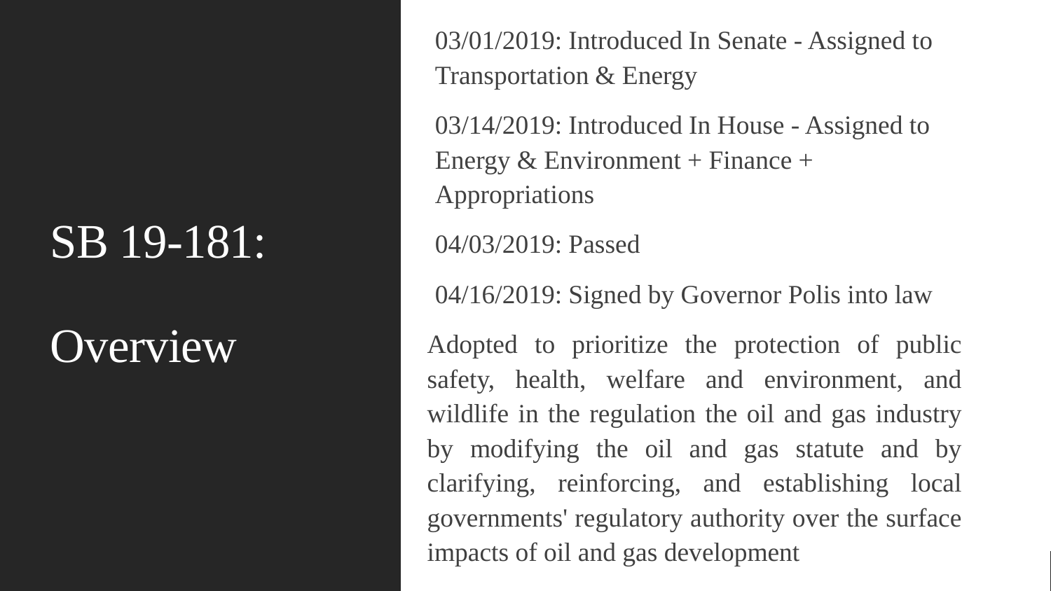# SB 19-181: Overview

03/01/2019: Introduced In Senate - Assigned to Transportation & Energy

03/14/2019: Introduced In House - Assigned to Energy & Environment + Finance + Appropriations

04/03/2019: Passed

04/16/2019: Signed by Governor Polis into law

Adopted to prioritize the protection of public safety, health, welfare and environment, and wildlife in the regulation the oil and gas industry by modifying the oil and gas statute and by clarifying, reinforcing, and establishing local governments' regulatory authority over the surface impacts of oil and gas development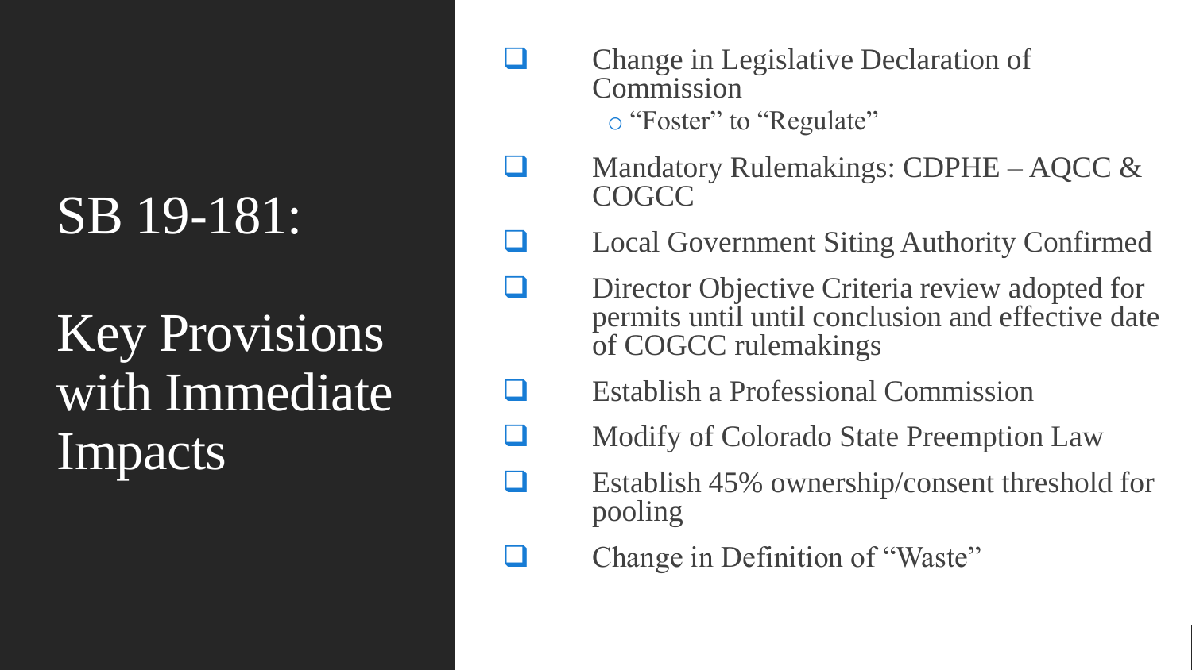# SB 19-181:

# Key Provisions with Immediate Impacts

- Change in Legislative Declaration of Commission
  - “Foster” to “Regulate”
- Mandatory Rulemakings: CDPHE – AQCC & COGCC
- Local Government Siting Authority Confirmed
- Director Objective Criteria review adopted for permits until until conclusion and effective date of COGCC rulemakings
- Establish a Professional Commission
- Modify of Colorado State Preemption Law
- Establish 45% ownership/consent threshold for pooling
- Change in Definition of “Waste”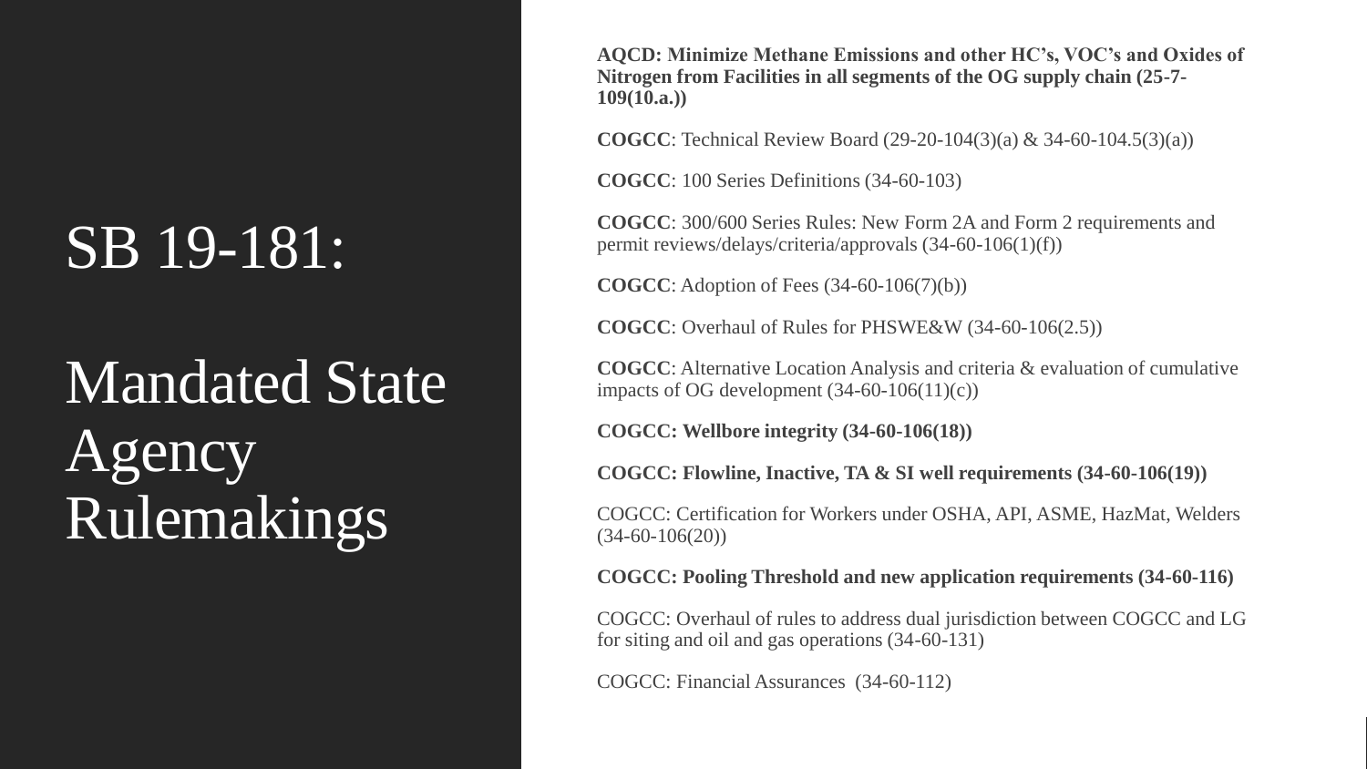# SB 19-181:

# Mandated State Agency Rulemakings

**AQCD: Minimize Methane Emissions and other HC's, VOC's and Oxides of Nitrogen from Facilities in all segments of the OG supply chain (25-7-109(10.a.))**

**COGCC**: Technical Review Board (29-20-104(3)(a) & 34-60-104.5(3)(a))

**COGCC**: 100 Series Definitions (34-60-103)

**COGCC**: 300/600 Series Rules: New Form 2A and Form 2 requirements and permit reviews/delays/criteria/approvals (34-60-106(1)(f))

**COGCC**: Adoption of Fees (34-60-106(7)(b))

**COGCC**: Overhaul of Rules for PHSWE&W (34-60-106(2.5))

**COGCC**: Alternative Location Analysis and criteria & evaluation of cumulative impacts of OG development (34-60-106(11)(c))

**COGCC: Wellbore integrity (34-60-106(18))**

**COGCC: Flowline, Inactive, TA & SI well requirements (34-60-106(19))**

COGCC: Certification for Workers under OSHA, API, ASME, HazMat, Welders (34-60-106(20))

**COGCC: Pooling Threshold and new application requirements (34-60-116)**

COGCC: Overhaul of rules to address dual jurisdiction between COGCC and LG for siting and oil and gas operations (34-60-131)

COGCC: Financial Assurances (34-60-112)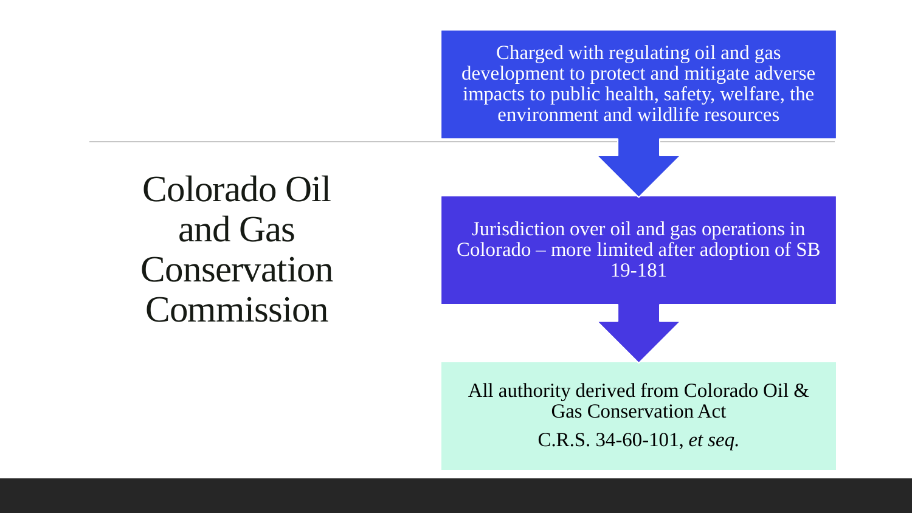# Colorado Oil and Gas Conservation Commission

Charged with regulating oil and gas development to protect and mitigate adverse impacts to public health, safety, welfare, the environment and wildlife resources

Jurisdiction over oil and gas operations in Colorado – more limited after adoption of SB 19-181

All authority derived from Colorado Oil & Gas Conservation Act

C.R.S. 34-60-101, *et seq.*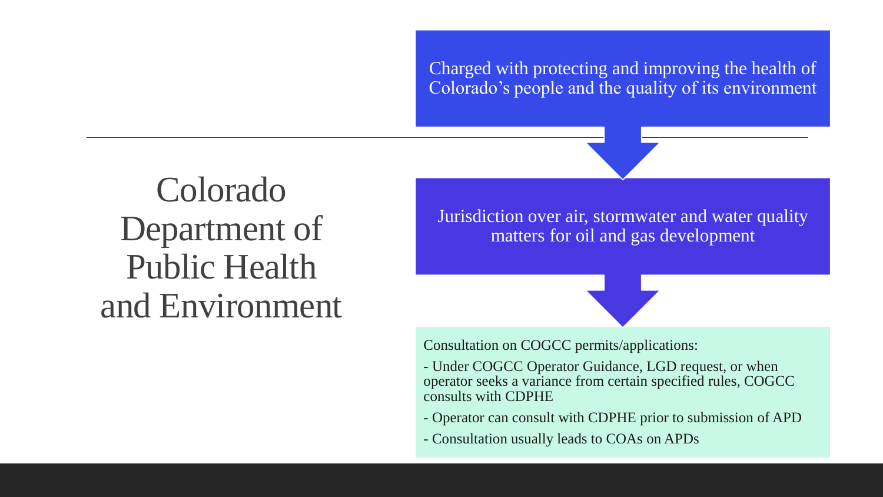# Colorado Department of Public Health and Environment

Charged with protecting and improving the health of Colorado's people and the quality of its environment

Jurisdiction over air, stormwater and water quality matters for oil and gas development

Consultation on COGCC permits/applications:

- Under COGCC Operator Guidance, LGD request, or when operator seeks a variance from certain specified rules, COGCC consults with CDPHE
- Operator can consult with CDPHE prior to submission of APD
- Consultation usually leads to COAs on APDs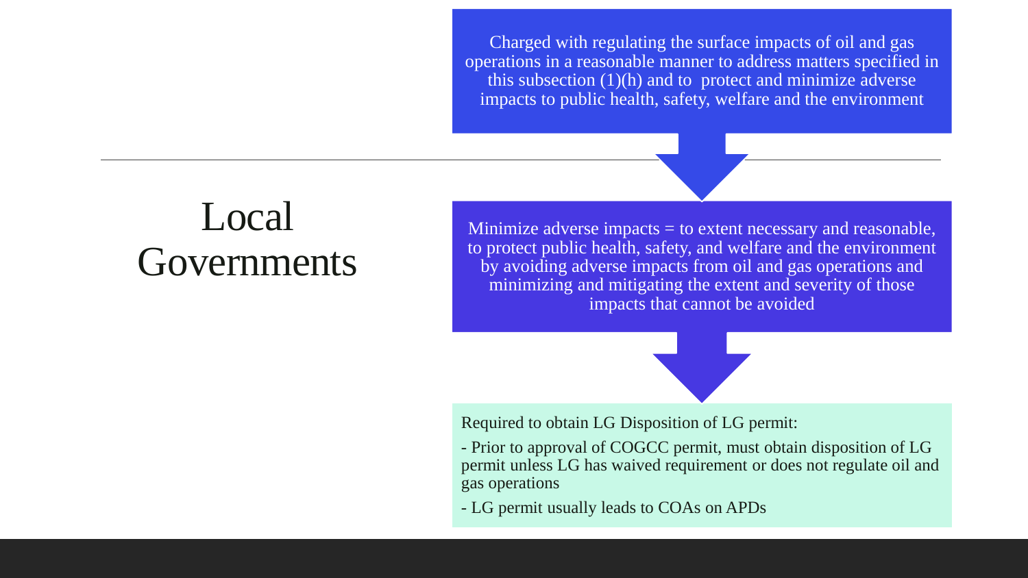# Local Governments

Charged with regulating the surface impacts of oil and gas operations in a reasonable manner to address matters specified in this subsection (1)(h) and to protect and minimize adverse impacts to public health, safety, welfare and the environment

Minimize adverse impacts = to extent necessary and reasonable, to protect public health, safety, and welfare and the environment by avoiding adverse impacts from oil and gas operations and minimizing and mitigating the extent and severity of those impacts that cannot be avoided

Required to obtain LG Disposition of LG permit:

- Prior to approval of COGCC permit, must obtain disposition of LG permit unless LG has waived requirement or does not regulate oil and gas operations
- LG permit usually leads to COAs on APDs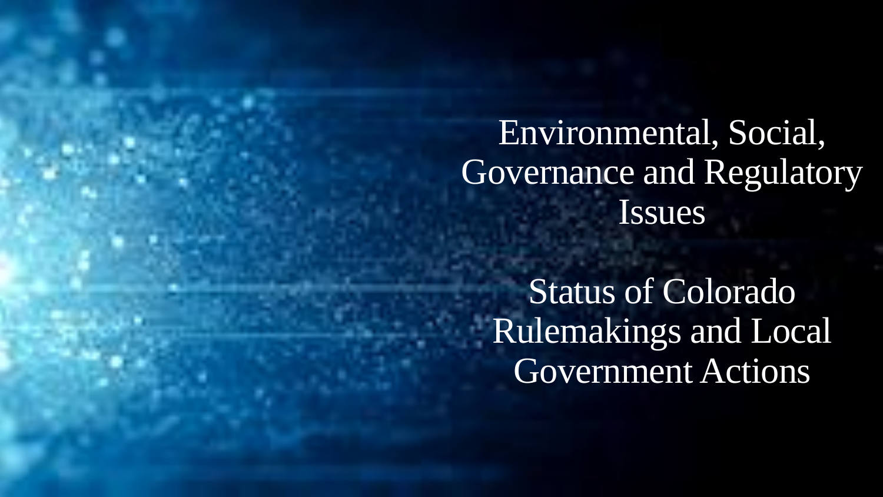# Environmental, Social, Governance and Regulatory Issues

## Status of Colorado Rulemakings and Local Government Actions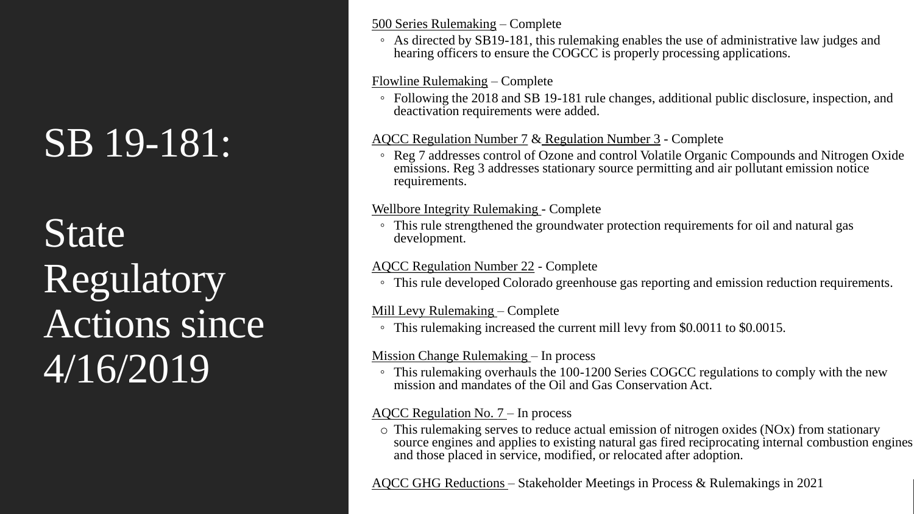# SB 19-181: State Regulatory Actions since 4/16/2019

500 Series Rulemaking – Complete

- As directed by SB19-181, this rulemaking enables the use of administrative law judges and hearing officers to ensure the COGCC is properly processing applications.

Flowline Rulemaking – Complete

- Following the 2018 and SB 19-181 rule changes, additional public disclosure, inspection, and deactivation requirements were added.

AQCC Regulation Number 7 & Regulation Number 3 - Complete

- Reg 7 addresses control of Ozone and control Volatile Organic Compounds and Nitrogen Oxide emissions. Reg 3 addresses stationary source permitting and air pollutant emission notice requirements.

Wellbore Integrity Rulemaking - Complete

- This rule strengthened the groundwater protection requirements for oil and natural gas development.

AQCC Regulation Number 22 - Complete

- This rule developed Colorado greenhouse gas reporting and emission reduction requirements.

Mill Levy Rulemaking – Complete

- This rulemaking increased the current mill levy from $0.0011 to $0.0015.

Mission Change Rulemaking – In process

- This rulemaking overhauls the 100-1200 Series COGCC regulations to comply with the new mission and mandates of the Oil and Gas Conservation Act.

AQCC Regulation No. 7 – In process

- This rulemaking serves to reduce actual emission of nitrogen oxides (NOx) from stationary source engines and applies to existing natural gas fired reciprocating internal combustion engines and those placed in service, modified, or relocated after adoption.

AQCC GHG Reductions – Stakeholder Meetings in Process & Rulemakings in 2021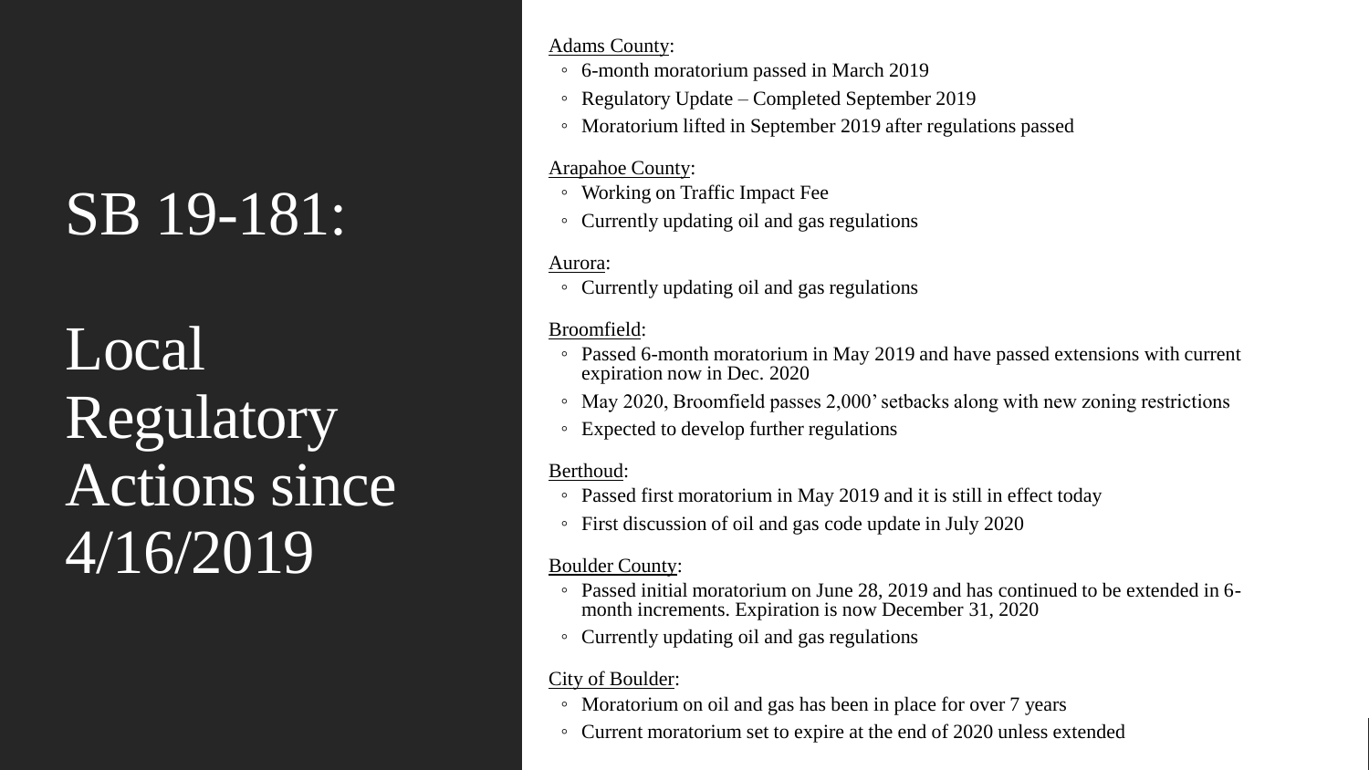# SB 19-181: Local Regulatory Actions since 4/16/2019

Adams County:

- 6-month moratorium passed in March 2019
- Regulatory Update – Completed September 2019
- Moratorium lifted in September 2019 after regulations passed

Arapahoe County:

- Working on Traffic Impact Fee
- Currently updating oil and gas regulations

Aurora:

- Currently updating oil and gas regulations

Broomfield:

- Passed 6-month moratorium in May 2019 and have passed extensions with current expiration now in Dec. 2020
- May 2020, Broomfield passes 2,000' setbacks along with new zoning restrictions
- Expected to develop further regulations

Berthoud:

- Passed first moratorium in May 2019 and it is still in effect today
- First discussion of oil and gas code update in July 2020

Boulder County:

- Passed initial moratorium on June 28, 2019 and has continued to be extended in 6-month increments. Expiration is now December 31, 2020
- Currently updating oil and gas regulations

City of Boulder:

- Moratorium on oil and gas has been in place for over 7 years
- Current moratorium set to expire at the end of 2020 unless extended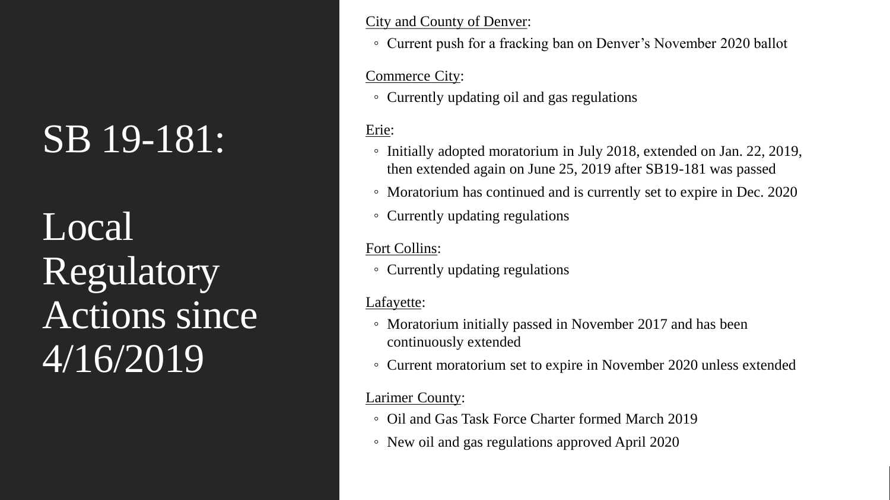# SB 19-181:

# Local Regulatory Actions since 4/16/2019

City and County of Denver:

- Current push for a fracking ban on Denver's November 2020 ballot

Commerce City:

- Currently updating oil and gas regulations

Erie:

- Initially adopted moratorium in July 2018, extended on Jan. 22, 2019, then extended again on June 25, 2019 after SB19-181 was passed
- Moratorium has continued and is currently set to expire in Dec. 2020
- Currently updating regulations

Fort Collins:

- Currently updating regulations

Lafayette:

- Moratorium initially passed in November 2017 and has been continuously extended
- Current moratorium set to expire in November 2020 unless extended

Larimer County:

- Oil and Gas Task Force Charter formed March 2019
- New oil and gas regulations approved April 2020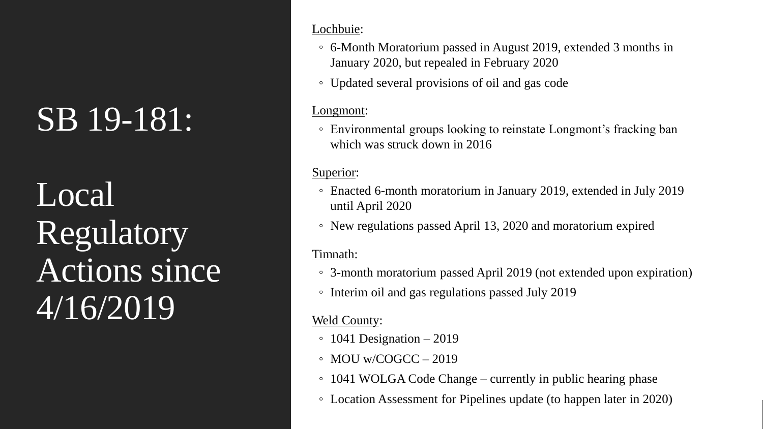# SB 19-181:

# Local Regulatory Actions since 4/16/2019

Lochbuie:

- 6-Month Moratorium passed in August 2019, extended 3 months in January 2020, but repealed in February 2020
- Updated several provisions of oil and gas code

Longmont:

- Environmental groups looking to reinstate Longmont's fracking ban which was struck down in 2016

Superior:

- Enacted 6-month moratorium in January 2019, extended in July 2019 until April 2020
- New regulations passed April 13, 2020 and moratorium expired

Timnath:

- 3-month moratorium passed April 2019 (not extended upon expiration)
- Interim oil and gas regulations passed July 2019

Weld County:

- 1041 Designation – 2019
- MOU w/COGCC – 2019
- 1041 WOLGA Code Change – currently in public hearing phase
- Location Assessment for Pipelines update (to happen later in 2020)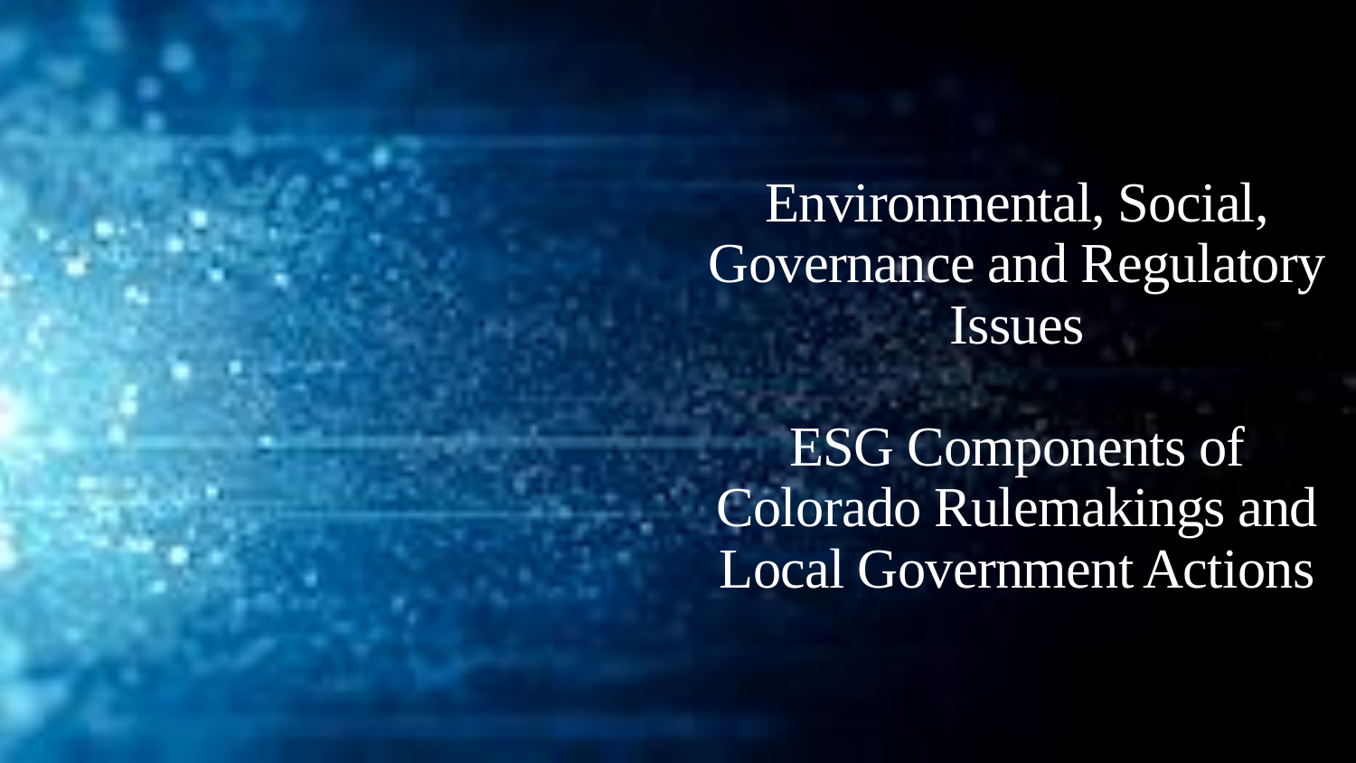# Environmental, Social, Governance and Regulatory Issues

## ESG Components of Colorado Rulemakings and Local Government Actions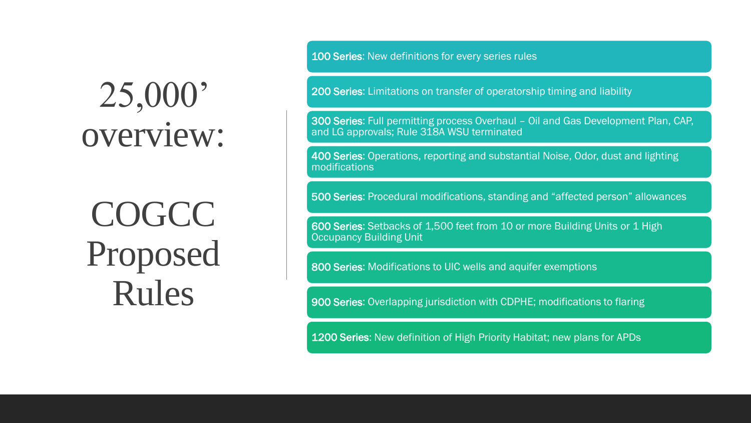# 25,000' overview:

# COGCC Proposed Rules

- **100 Series**: New definitions for every series rules
- **200 Series**: Limitations on transfer of operatorship timing and liability
- **300 Series**: Full permitting process Overhaul – Oil and Gas Development Plan, CAP, and LG approvals; Rule 318A WSU terminated
- **400 Series**: Operations, reporting and substantial Noise, Odor, dust and lighting modifications
- **500 Series**: Procedural modifications, standing and "affected person" allowances
- **600 Series**: Setbacks of 1,500 feet from 10 or more Building Units or 1 High Occupancy Building Unit
- **800 Series**: Modifications to UIC wells and aquifer exemptions
- **900 Series**: Overlapping jurisdiction with CDPHE; modifications to flaring
- **1200 Series**: New definition of High Priority Habitat; new plans for APDs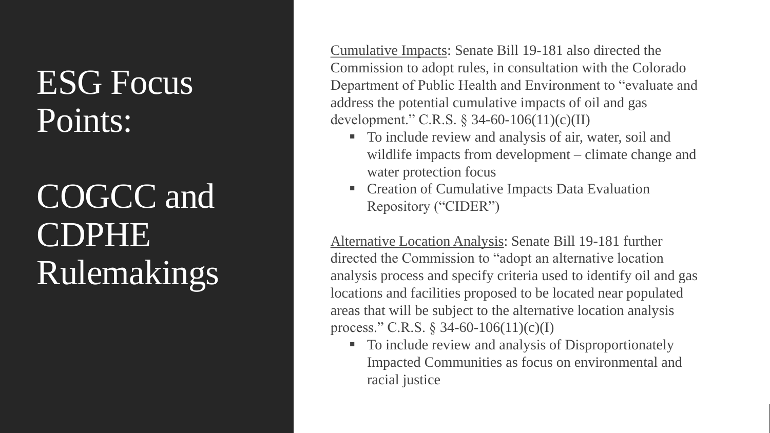# ESG Focus Points:

# COGCC and CDPHE Rulemakings

Cumulative Impacts: Senate Bill 19-181 also directed the Commission to adopt rules, in consultation with the Colorado Department of Public Health and Environment to "evaluate and address the potential cumulative impacts of oil and gas development." C.R.S. § 34-60-106(11)(c)(II)

- To include review and analysis of air, water, soil and wildlife impacts from development – climate change and water protection focus
- Creation of Cumulative Impacts Data Evaluation Repository ("CIDER")

Alternative Location Analysis: Senate Bill 19-181 further directed the Commission to "adopt an alternative location analysis process and specify criteria used to identify oil and gas locations and facilities proposed to be located near populated areas that will be subject to the alternative location analysis process." C.R.S. § 34-60-106(11)(c)(I)

- To include review and analysis of Disproportionately Impacted Communities as focus on environmental and racial justice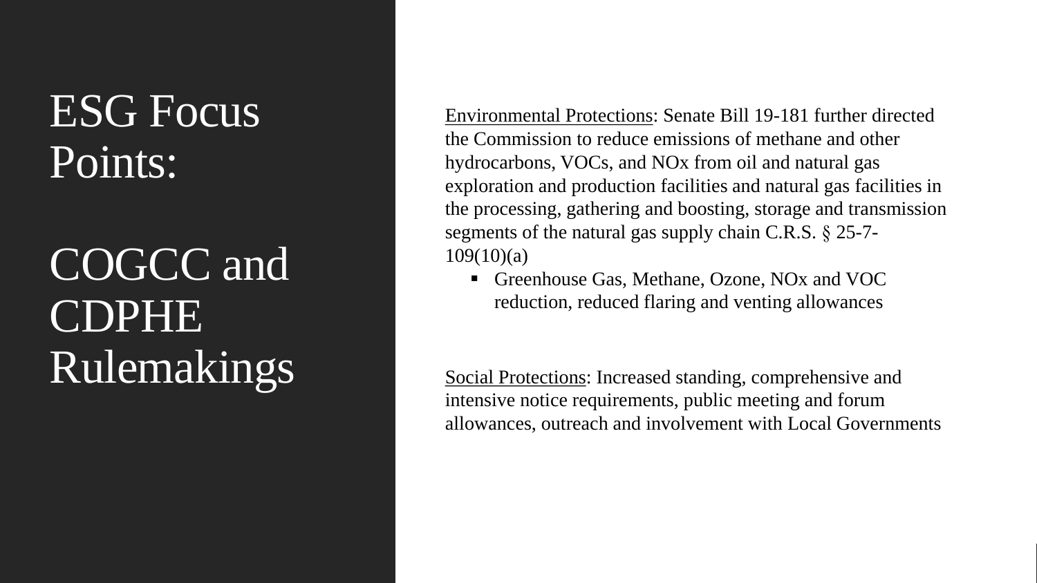# ESG Focus Points:

# COGCC and CDPHE Rulemakings

<u>Environmental Protections</u>: Senate Bill 19-181 further directed the Commission to reduce emissions of methane and other hydrocarbons, VOCs, and NOx from oil and natural gas exploration and production facilities and natural gas facilities in the processing, gathering and boosting, storage and transmission segments of the natural gas supply chain C.R.S. § 25-7-109(10)(a)

- Greenhouse Gas, Methane, Ozone, NOx and VOC reduction, reduced flaring and venting allowances

<u>Social Protections</u>: Increased standing, comprehensive and intensive notice requirements, public meeting and forum allowances, outreach and involvement with Local Governments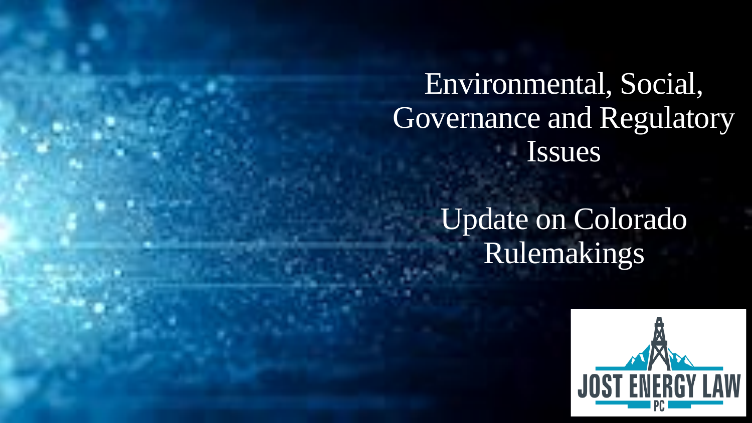# Environmental, Social, Governance and Regulatory Issues

# Update on Colorado Rulemakings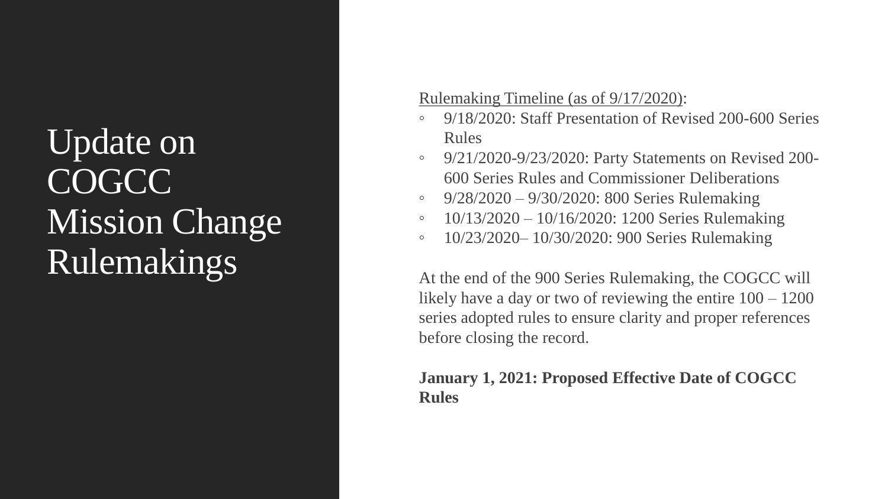# Update on COGCC Mission Change Rulemakings

Rulemaking Timeline (as of 9/17/2020):

- 9/18/2020: Staff Presentation of Revised 200-600 Series Rules
- 9/21/2020-9/23/2020: Party Statements on Revised 200-600 Series Rules and Commissioner Deliberations
- 9/28/2020 – 9/30/2020: 800 Series Rulemaking
- 10/13/2020 – 10/16/2020: 1200 Series Rulemaking
- 10/23/2020– 10/30/2020: 900 Series Rulemaking

At the end of the 900 Series Rulemaking, the COGCC will likely have a day or two of reviewing the entire 100 – 1200 series adopted rules to ensure clarity and proper references before closing the record.

**January 1, 2021: Proposed Effective Date of COGCC Rules**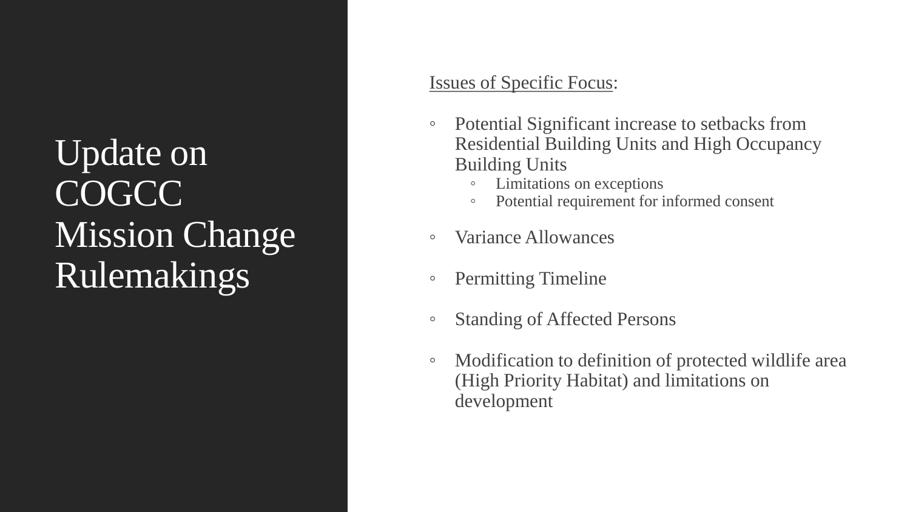# Update on COGCC Mission Change Rulemakings

<u>Issues of Specific Focus</u>:

- Potential Significant increase to setbacks from Residential Building Units and High Occupancy Building Units
  - Limitations on exceptions
  - Potential requirement for informed consent
- Variance Allowances
- Permitting Timeline
- Standing of Affected Persons
- Modification to definition of protected wildlife area (High Priority Habitat) and limitations on development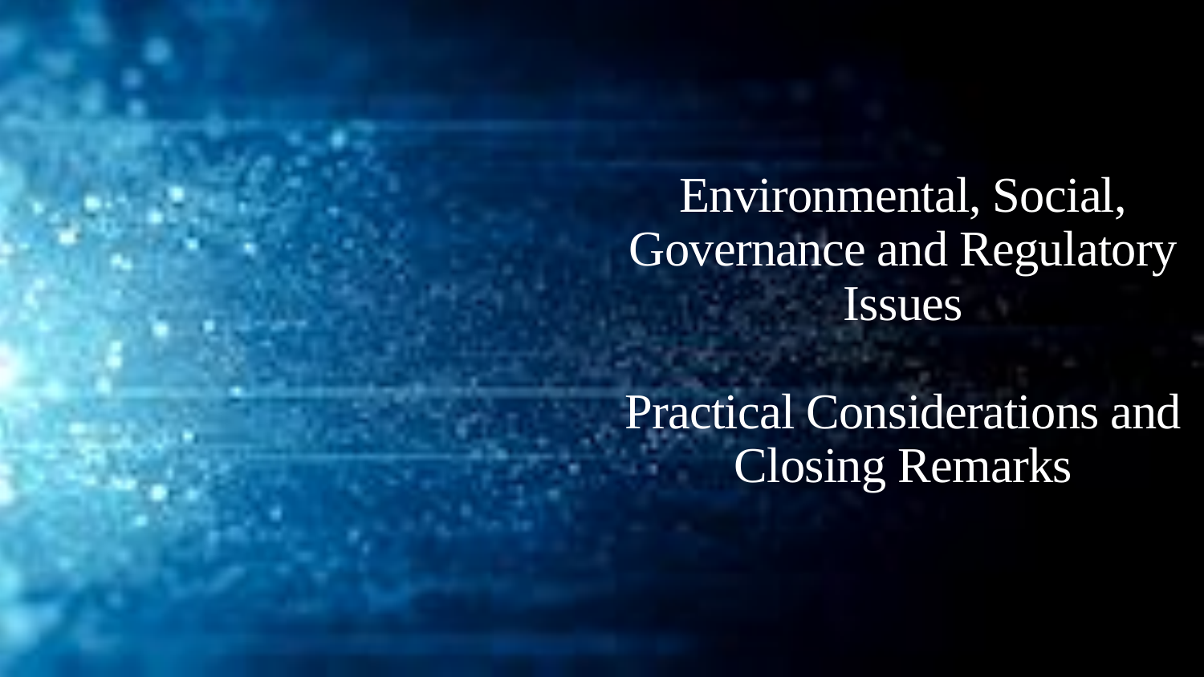# Environmental, Social, Governance and Regulatory Issues

# Practical Considerations and Closing Remarks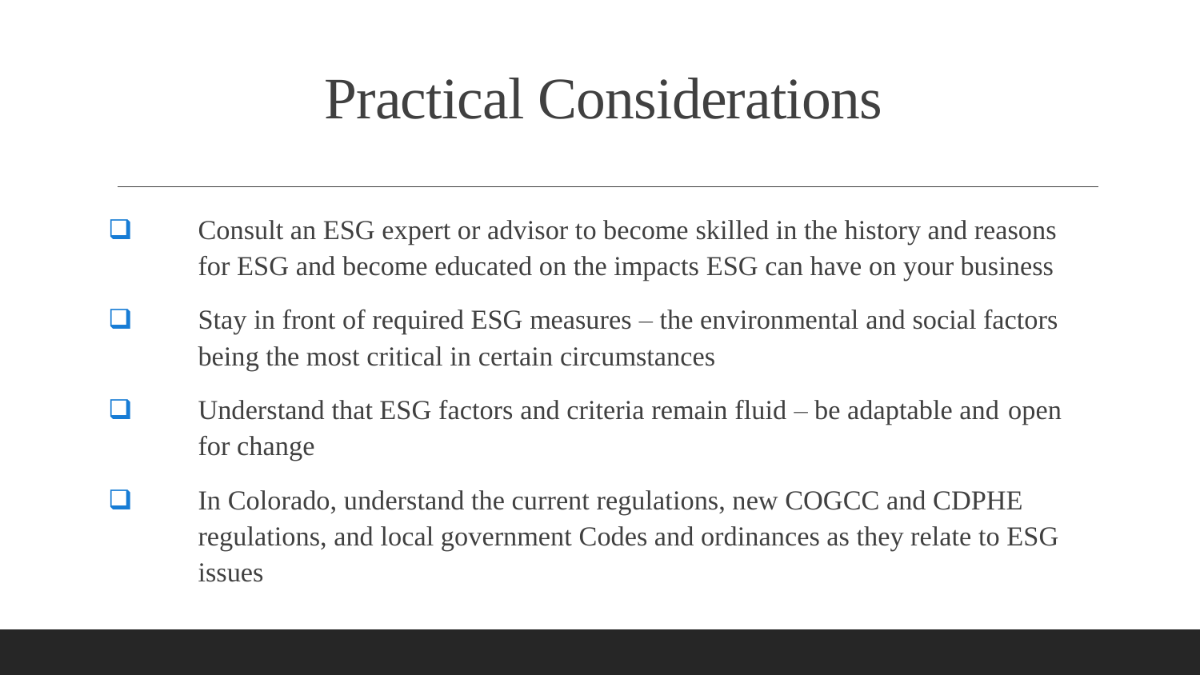# Practical Considerations

- Consult an ESG expert or advisor to become skilled in the history and reasons for ESG and become educated on the impacts ESG can have on your business
- Stay in front of required ESG measures – the environmental and social factors being the most critical in certain circumstances
- Understand that ESG factors and criteria remain fluid – be adaptable and open for change
- In Colorado, understand the current regulations, new COGCC and CDPHE regulations, and local government Codes and ordinances as they relate to ESG issues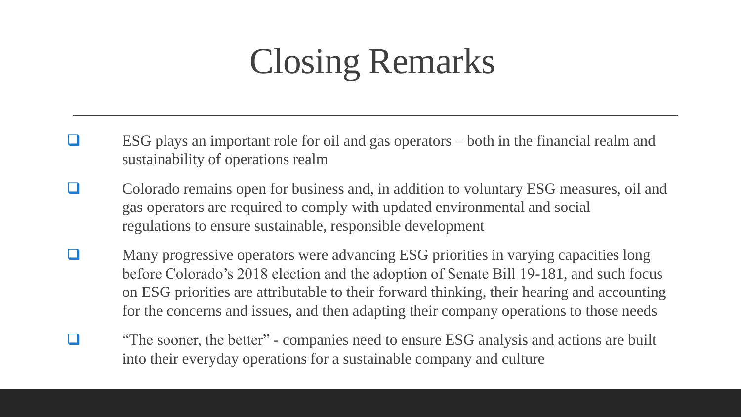# Closing Remarks

- ESG plays an important role for oil and gas operators – both in the financial realm and sustainability of operations realm
- Colorado remains open for business and, in addition to voluntary ESG measures, oil and gas operators are required to comply with updated environmental and social regulations to ensure sustainable, responsible development
- Many progressive operators were advancing ESG priorities in varying capacities long before Colorado's 2018 election and the adoption of Senate Bill 19-181, and such focus on ESG priorities are attributable to their forward thinking, their hearing and accounting for the concerns and issues, and then adapting their company operations to those needs
- "The sooner, the better" - companies need to ensure ESG analysis and actions are built into their everyday operations for a sustainable company and culture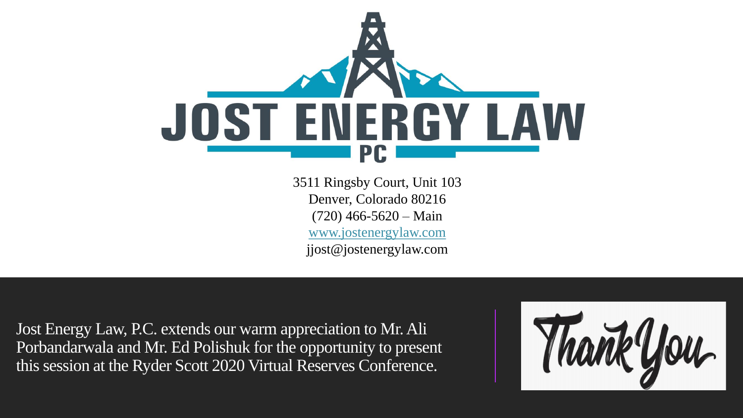# JOST ENERGY LAW PC

3511 Ringsby Court, Unit 103
Denver, Colorado 80216
(720) 466-5620 – Main
www.jostenergylaw.com
jjost@jostenergylaw.com

Jost Energy Law, P.C. extends our warm appreciation to Mr. Ali Porbandarwala and Mr. Ed Polishuk for the opportunity to present this session at the Ryder Scott 2020 Virtual Reserves Conference.

Thank You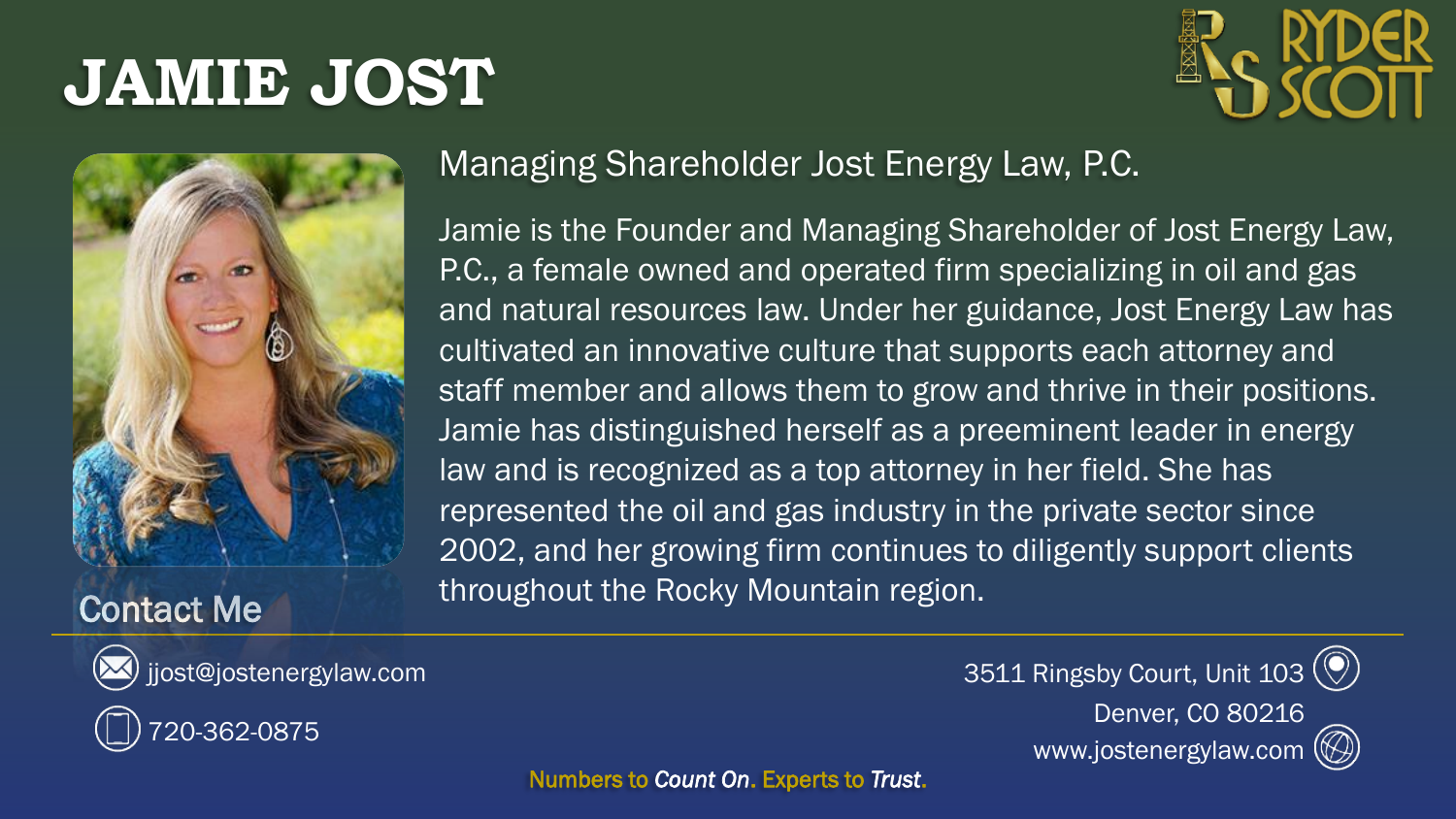# JAMIE JOST

RYDER SCOTT

Managing Shareholder Jost Energy Law, P.C.

Jamie is the Founder and Managing Shareholder of Jost Energy Law, P.C., a female owned and operated firm specializing in oil and gas and natural resources law. Under her guidance, Jost Energy Law has cultivated an innovative culture that supports each attorney and staff member and allows them to grow and thrive in their positions. Jamie has distinguished herself as a preeminent leader in energy law and is recognized as a top attorney in her field. She has represented the oil and gas industry in the private sector since 2002, and her growing firm continues to diligently support clients throughout the Rocky Mountain region.

## Contact Me

jjost@jostenergylaw.com

720-362-0875

3511 Ringsby Court, Unit 103
Denver, CO 80216

www.jostenergylaw.com

Numbers to *Count On*. Experts to *Trust*.